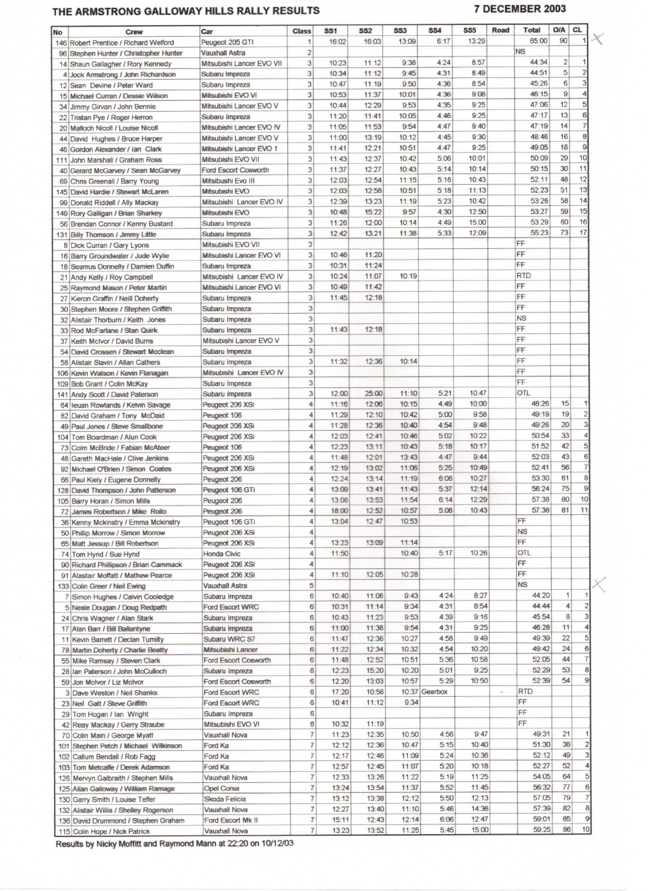# THE ARMSTRONG GALLOWAY HILLS RALLY RESULTS

**7 DECEMBER 2003**

| No | Crew | Car | Class | SS1 | SS2 | SS3 | SS4 | SS5 | Road | Total | O/A | CL |
|---|---|---|---|---|---|---|---|---|---|---|---|---|
| 146 | Robert Prentice / Richard Welford | Peugeot 205 GTI | 1 | 16:02 | 16:03 | 13:09 | 6:17 | 13:29 | | 65:00 | 90 | 1 |
| 96 | Stephen Hunter / Christopher Hunter | Vauxhall Astra | 2 | | | | | | | NS | | |
| 14 | Shaun Gallagher / Rory Kennedy | Mitsubishi Lancer EVO VII | 3 | 10:23 | 11:12 | 9:38 | 4:24 | 8:57 | | 44:34 | 2 | 1 |
| 4 | Jock Armstrong / John Richardson | Subaru Impreza | 3 | 10:34 | 11:12 | 9:45 | 4:31 | 8:49 | | 44:51 | 5 | 2 |
| 12 | Sean Devine / Peter Ward | Subaru Impreza | 3 | 10:47 | 11:19 | 9:50 | 4:36 | 8:54 | | 45:26 | 6 | 3 |
| 15 | Michael Curran / Dessie Wilson | Mitsubishi EVO VI | 3 | 10:53 | 11:37 | 10:01 | 4:36 | 9:08 | | 46:15 | 9 | 4 |
| 34 | Jimmy Girvan / John Bennie | Mitsubishi Lancer EVO V | 3 | 10:44 | 12:29 | 9:53 | 4:35 | 9:25 | | 47:06 | 12 | 5 |
| 22 | Tristan Pye / Roger Herron | Subaru Impreza | 3 | 11:20 | 11:41 | 10:05 | 4:46 | 9:25 | | 47:17 | 13 | 6 |
| 20 | Malloch Nicoll / Louise Nicoll | Mitsubishi Lancer EVO IV | 3 | 11:05 | 11:53 | 9:54 | 4:47 | 9:40 | | 47:19 | 14 | 7 |
| 44 | David Hughes / Bruce Harper | Mitsubishi Lancer EVO V | 3 | 11:00 | 13:19 | 10:12 | 4:45 | 9:30 | | 48:46 | 16 | 8 |
| 46 | Gordon Alexander / Ian Clark | Mitsubishi Lancer EVO 1 | 3 | 11:41 | 12:21 | 10:51 | 4:47 | 9:25 | | 49:05 | 18 | 9 |
| 111 | John Marshall / Graham Ross | Mitsubishi EVO VII | 3 | 11:43 | 12:37 | 10:42 | 5:06 | 10:01 | | 50:09 | 29 | 10 |
| 40 | Gerard McGarvey / Sean McGarvey | Ford Escort Cosworth | 3 | 11:37 | 12:27 | 10:43 | 5:14 | 10:14 | | 50:15 | 30 | 11 |
| 69 | Chris Greenall / Barry Young | Mitsibushi Evo III | 3 | 12:03 | 12:54 | 11:15 | 5:16 | 10:43 | | 52:11 | 48 | 12 |
| 145 | David Hardie / Stewart McLaren | Mitsubishi EVO | 3 | 12:03 | 12:58 | 10:51 | 5:18 | 11:13 | | 52:23 | 51 | 13 |
| 99 | Donald Riddell / Ally Mackay | Mitsubishi Lancer EVO IV | 3 | 12:39 | 13:23 | 11:19 | 5:23 | 10:42 | | 53:26 | 58 | 14 |
| 149 | Rory Galligan / Brian Sharkey | Mitsubishi EVO | 3 | 10:48 | 15:22 | 9:57 | 4:30 | 12:50 | | 53:27 | 59 | 15 |
| 56 | Brendan Connor / Kenny Bustard | Subaru Impreza | 3 | 11:26 | 12:00 | 10:14 | 4:49 | 15:00 | | 53:29 | 60 | 16 |
| 131 | Billy Thomson / Jimmy Little | Subaru Impreza | 3 | 12:42 | 13:21 | 11:38 | 5:33 | 12:09 | | 55:23 | 73 | 17 |
| 8 | Dick Curran / Gary Lyons | Mitsubishi EVO VII | 3 | | | | | | | FF | | |
| 16 | Barry Groundwater / Jude Wylie | Mitsubishi Lancer EVO VI | 3 | 10:46 | 11:20 | | | | | FF | | |
| 18 | Seamus Donnelly / Damien Duffin | Subaru Impreza | 3 | 10:31 | 11:24 | | | | | FF | | |
| 21 | Andy Kelly / Roy Campbell | Mitsubishi Lancer EVO IV | 3 | 10:24 | 11:07 | 10:19 | | | | RTD | | |
| 25 | Raymond Mason / Peter Martin | Mitsubishi Lancer EVO VI | 3 | 10:49 | 11:42 | | | | | FF | | |
| 27 | Kieron Graffin / Neill Doherty | Subaru Impreza | 3 | 11:45 | 12:18 | | | | | FF | | |
| 30 | Stephen Moore / Stephen Griffith | Subaru Impreza | 3 | | | | | | | FF | | |
| 32 | Alistair Thorburn / Keith Jones | Subaru Impreza | 3 | | | | | | | NS | | |
| 33 | Rod McFarlane / Stan Quirk | Subaru Impreza | 3 | 11:43 | 12:18 | | | | | FF | | |
| 37 | Keith McIvor / David Burns | Mitsubishi Lancer EVO V | 3 | | | | | | | FF | | |
| 54 | David Crossen / Stewart Mcclean | Subaru Impreza | 3 | | | | | | | FF | | |
| 58 | Alistair Slavin / Allan Cathers | Subaru Impreza | 3 | 11:32 | 12:36 | 10:14 | | | | FF | | |
| 106 | Kevin Watson / Kevin Flanagan | Mitsubishi Lancer EVO IV | 3 | | | | | | | FF | | |
| 109 | Bob Grant / Colin McKay | Subaru Impreza | 3 | | | | | | | FF | | |
| 141 | Andy Scott / David Paterson | Subaru Impreza | 3 | 12:00 | 25:00 | 11:10 | 5:21 | 10:47 | | OTL | | |
| 64 | Ieuan Rowlands / Kelvin Savage | Peugeot 206 XSi | 4 | 11:16 | 12:06 | 10:15 | 4:49 | 10:00 | | 48:26 | 15 | 1 |
| 82 | David Graham / Tony McDaid | Peugeot 106 | 4 | 11:29 | 12:10 | 10:42 | 5:00 | 9:58 | | 49:19 | 19 | 2 |
| 49 | Paul Jones / Steve Smallbone | Peugeot 206 XSi | 4 | 11:28 | 12:36 | 10:40 | 4:54 | 9:48 | | 49:26 | 20 | 3 |
| 104 | Tom Boardman / Alun Cook | Peugeot 206 XSi | 4 | 12:03 | 12:41 | 10:46 | 5:02 | 10:22 | | 50:54 | 33 | 4 |
| 73 | Colm McBride / Fabian McAteer | Peugeot 106 | 4 | 12:23 | 13:11 | 10:43 | 5:18 | 10:17 | | 51:52 | 42 | 5 |
| 48 | Gareth MacHale / Clive Jenkins | Peugeot 206 XSi | 4 | 11:48 | 12:01 | 13:43 | 4:47 | 9:44 | | 52:03 | 43 | 6 |
| 92 | Michael O'Brien / Simon Coates | Peugeot 206 XSi | 4 | 12:19 | 13:02 | 11:06 | 5:25 | 10:49 | | 52:41 | 56 | 7 |
| 66 | Paul Kiely / Eugene Donnelly | Peugeot 206 | 4 | 12:24 | 13:14 | 11:19 | 6:06 | 10:27 | | 53:30 | 61 | 8 |
| 128 | David Thompson / John Patterson | Peugeot 106 GTi | 4 | 13:09 | 13:41 | 11:43 | 5:37 | 12:14 | | 56:24 | 75 | 9 |
| 105 | Barry Horan / Simon Mills | Peugeot 206 | 4 | 13:08 | 13:53 | 11:54 | 6:14 | 12:29 | | 57:38 | 80 | 10 |
| 72 | James Robertson / Mike Rollo | Peugeot 206 | 4 | 18:00 | 12:52 | 10:57 | 5:06 | 10:43 | | 57:38 | 81 | 11 |
| 36 | Kenny Mckinstry / Emma Mckinstry | Peugeot 106 GTi | 4 | 13:04 | 12:47 | 10:53 | | | | FF | | |
| 50 | Phillip Morrow / Simon Morrow | Peugeot 206 XSi | 4 | | | | | | | NS | | |
| 65 | Matt Jessup / Bill Robertson | Peugeot 206 XSi | 4 | 13:23 | 13:09 | 11:14 | | | | FF | | |
| 74 | Tom Hynd / Sue Hynd | Honda Civic | 4 | 11:50 | | 10:40 | 5:17 | 10:26 | | OTL | | |
| 90 | Richard Phillipson / Brian Cammack | Peugeot 206 XSi | 4 | | | | | | | FF | | |
| 91 | Alastair Moffatt / Mathew Pearce | Peugeot 206 XSi | 4 | 11:10 | 12:05 | 10:28 | | | | FF | | |
| 133 | Colin Greer / Neil Ewing | Vauxhall Astra | 5 | | | | | | | NS | | |
| 7 | Simon Hughes / Calvin Cooledge | Subaru Impreza | 6 | 10:40 | 11:06 | 9:43 | 4:24 | 8:27 | | 44:20 | 1 | 1 |
| 5 | Neale Dougan / Doug Redpath | Ford Escort WRC | 6 | 10:31 | 11:14 | 9:34 | 4:31 | 8:54 | | 44:44 | 4 | 2 |
| 24 | Chris Wagner / Alan Stark | Subaru Impreza | 6 | 10:43 | 11:23 | 9:53 | 4:39 | 9:16 | | 45:54 | 8 | 3 |
| 17 | Alan Barr / Bill Ballantyne | Subaru Impreza | 6 | 11:00 | 11:38 | 9:54 | 4:31 | 9:25 | | 46:28 | 11 | 4 |
| 11 | Kevin Barrett / Declan Tumilty | Subaru WRC S7 | 6 | 11:47 | 12:38 | 10:27 | 4:58 | 9:49 | | 49:39 | 22 | 5 |
| 78 | Martin Doherty / Charlie Beatty | Mitsubishi Lancer | 6 | 11:22 | 12:34 | 10:32 | 4:54 | 10:20 | | 49:42 | 24 | 6 |
| 55 | Mike Ramsay / Steven Clark | Ford Escort Cosworth | 6 | 11:48 | 12:52 | 10:51 | 5:36 | 10:58 | | 52:05 | 44 | 7 |
| 28 | Ian Paterson / John McCulloch | Subaru Impreza | 6 | 12:23 | 15:20 | 10:20 | 5:01 | 9:25 | | 52:29 | 53 | 8 |
| 59 | Jon McIvor / Liz McIvor | Ford Escort Cosworth | 6 | 12:20 | 13:03 | 10:57 | 5:29 | 10:50 | | 52:39 | 54 | 9 |
| 3 | Dave Weston / Neil Shanks | Ford Escort WRC | 6 | 17:20 | 10:58 | 10:37 | Gearbox | | - | RTD | | |
| 23 | Neil Gatt / Steve Griffith | Ford Escort WRC | 6 | 10:41 | 11:12 | 9:34 | | | | FF | | |
| 29 | Tom Hogan / Ian Wright | Subaru Impreza | 6 | | | | | | | FF | | |
| 42 | Reay Mackay / Gerry Straube | Mitsubishi EVO VI | 6 | 10:32 | 11:19 | | | | | FF | | |
| 70 | Colin Main / George Myatt | Vauxhall Nova | 7 | 11:23 | 12:35 | 10:50 | 4:56 | 9:47 | | 49:31 | 21 | 1 |
| 101 | Stephen Petch / Michael Wilkinson | Ford Ka | 7 | 12:12 | 12:36 | 10:47 | 5:15 | 10:40 | | 51:30 | 38 | 2 |
| 102 | Callum Bendall / Rob Fagg | Ford Ka | 7 | 12:17 | 12:46 | 11:09 | 5:24 | 10:36 | | 52:12 | 49 | 3 |
| 103 | Tom Metcalfe / Derek Adamson | Ford Ka | 7 | 12:57 | 12:45 | 11:07 | 5:20 | 10:18 | | 52:27 | 52 | 4 |
| 126 | Mervyn Galbraith / Stephen Mills | Vauxhall Nova | 7 | 12:33 | 13:26 | 11:22 | 5:19 | 11:25 | | 54:05 | 64 | 5 |
| 125 | Allan Galloway / William Ramage | Opel Corsa | 7 | 13:24 | 13:54 | 11:37 | 5:52 | 11:45 | | 56:32 | 77 | 6 |
| 130 | Garry Smith / Louise Telfer | Skoda Felicia | 7 | 13:12 | 13:38 | 12:12 | 5:50 | 12:13 | | 57:05 | 79 | 7 |
| 132 | Alistair Willis / Shelley Rogerson | Vauxhall Nova | 7 | 12:27 | 13:40 | 11:10 | 5:46 | 14:36 | | 57:39 | 82 | 8 |
| 136 | David Drummond / Stephen Graham | Ford Escort Mk II | 7 | 15:11 | 12:43 | 12:14 | 6:06 | 12:47 | | 59:01 | 85 | 9 |
| 115 | Colin Hope / Nick Patrick | Vauxhall Nova | 7 | 13:23 | 13:52 | 11:25 | 5:45 | 15:00 | | 59:25 | 86 | 10 |

**Results by Nicky Moffitt and Raymond Mann at 22:20 on 10/12/03**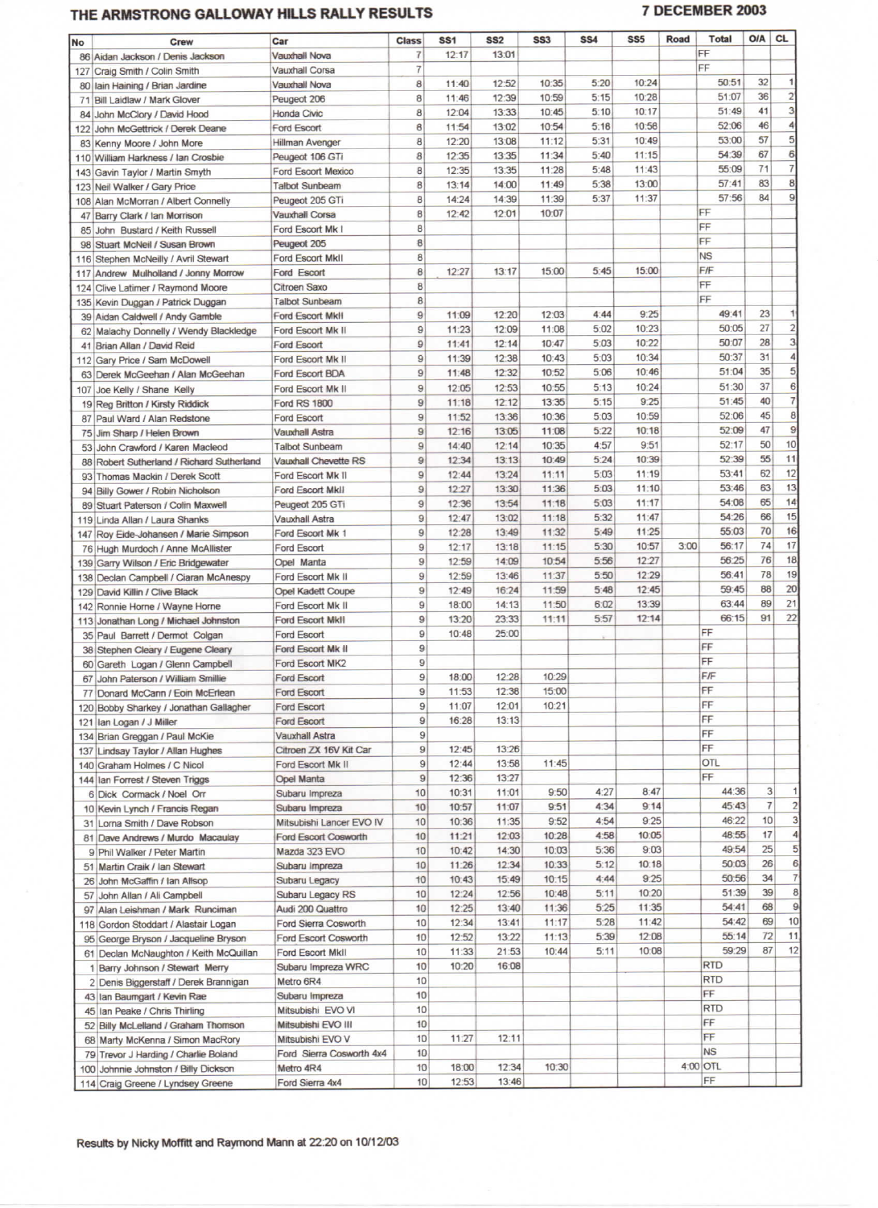# THE ARMSTRONG GALLOWAY HILLS RALLY RESULTS

**7 DECEMBER 2003**

| No | Crew | Car | Class | SS1 | SS2 | SS3 | SS4 | SS5 | Road | Total | O/A | CL |
|---|---|---|---|---|---|---|---|---|---|---|---|---|
| 86 | Aidan Jackson / Denis Jackson | Vauxhall Nova | 7 | 12:17 | 13:01 | | | | | FF | | |
| 127 | Craig Smith / Colin Smith | Vauxhall Corsa | 7 | | | | | | | FF | | |
| 80 | Iain Haining / Brian Jardine | Vauxhall Nova | 8 | 11:40 | 12:52 | 10:35 | 5:20 | 10:24 | | 50:51 | 32 | 1 |
| 71 | Bill Laidlaw / Mark Glover | Peugeot 206 | 8 | 11:46 | 12:39 | 10:59 | 5:15 | 10:28 | | 51:07 | 36 | 2 |
| 84 | John McClory / David Hood | Honda Civic | 8 | 12:04 | 13:33 | 10:45 | 5:10 | 10:17 | | 51:49 | 41 | 3 |
| 122 | John McGettrick / Derek Deane | Ford Escort | 8 | 11:54 | 13:02 | 10:54 | 5:18 | 10:58 | | 52:06 | 46 | 4 |
| 83 | Kenny Moore / John More | Hillman Avenger | 8 | 12:20 | 13:08 | 11:12 | 5:31 | 10:49 | | 53:00 | 57 | 5 |
| 110 | William Harkness / Ian Crosbie | Peugeot 106 GTi | 8 | 12:35 | 13:35 | 11:34 | 5:40 | 11:15 | | 54:39 | 67 | 6 |
| 143 | Gavin Taylor / Martin Smyth | Ford Escort Mexico | 8 | 12:35 | 13:35 | 11:28 | 5:48 | 11:43 | | 55:09 | 71 | 7 |
| 123 | Neil Walker / Gary Price | Talbot Sunbeam | 8 | 13:14 | 14:00 | 11:49 | 5:38 | 13:00 | | 57:41 | 83 | 8 |
| 108 | Alan McMorran / Albert Connelly | Peugeot 205 GTi | 8 | 14:24 | 14:39 | 11:39 | 5:37 | 11:37 | | 57:56 | 84 | 9 |
| 47 | Barry Clark / Ian Morrison | Vauxhall Corsa | 8 | 12:42 | 12:01 | 10:07 | | | | FF | | |
| 85 | John Bustard / Keith Russell | Ford Escort Mk I | 8 | | | | | | | FF | | |
| 98 | Stuart McNeil / Susan Brown | Peugeot 205 | 8 | | | | | | | FF | | |
| 116 | Stephen McNeilly / Avril Stewart | Ford Escort MkII | 8 | | | | | | | NS | | |
| 117 | Andrew Mulholland / Jonny Morrow | Ford Escort | 8 | 12:27 | 13:17 | 15:00 | 5:45 | 15:00 | | F/F | | |
| 124 | Clive Latimer / Raymond Moore | Citroen Saxo | 8 | | | | | | | FF | | |
| 135 | Kevin Duggan / Patrick Duggan | Talbot Sunbeam | 8 | | | | | | | FF | | |
| 39 | Aidan Caldwell / Andy Gamble | Ford Escort MkII | 9 | 11:09 | 12:20 | 12:03 | 4:44 | 9:25 | | 49:41 | 23 | 1 |
| 62 | Malachy Donnelly / Wendy Blackledge | Ford Escort Mk II | 9 | 11:23 | 12:09 | 11:08 | 5:02 | 10:23 | | 50:05 | 27 | 2 |
| 41 | Brian Allan / David Reid | Ford Escort | 9 | 11:41 | 12:14 | 10:47 | 5:03 | 10:22 | | 50:07 | 28 | 3 |
| 112 | Gary Price / Sam McDowell | Ford Escort Mk II | 9 | 11:39 | 12:38 | 10:43 | 5:03 | 10:34 | | 50:37 | 31 | 4 |
| 63 | Derek McGeehan / Alan McGeehan | Ford Escort BDA | 9 | 11:48 | 12:32 | 10:52 | 5:06 | 10:46 | | 51:04 | 35 | 5 |
| 107 | Joe Kelly / Shane Kelly | Ford Escort Mk II | 9 | 12:05 | 12:53 | 10:55 | 5:13 | 10:24 | | 51:30 | 37 | 6 |
| 19 | Reg Britton / Kirsty Riddick | Ford RS 1800 | 9 | 11:18 | 12:12 | 13:35 | 5:15 | 9:25 | | 51:45 | 40 | 7 |
| 87 | Paul Ward / Alan Redstone | Ford Escort | 9 | 11:52 | 13:36 | 10:36 | 5:03 | 10:59 | | 52:06 | 45 | 8 |
| 75 | Jim Sharp / Helen Brown | Vauxhall Astra | 9 | 12:16 | 13:05 | 11:08 | 5:22 | 10:18 | | 52:09 | 47 | 9 |
| 53 | John Crawford / Karen Macleod | Talbot Sunbeam | 9 | 14:40 | 12:14 | 10:35 | 4:57 | 9:51 | | 52:17 | 50 | 10 |
| 88 | Robert Sutherland / Richard Sutherland | Vauxhall Chevette RS | 9 | 12:34 | 13:13 | 10:49 | 5:24 | 10:39 | | 52:39 | 55 | 11 |
| 93 | Thomas Mackin / Derek Scott | Ford Escort Mk II | 9 | 12:44 | 13:24 | 11:11 | 5:03 | 11:19 | | 53:41 | 62 | 12 |
| 94 | Billy Gower / Robin Nicholson | Ford Escort MkII | 9 | 12:27 | 13:30 | 11:36 | 5:03 | 11:10 | | 53:46 | 63 | 13 |
| 89 | Stuart Paterson / Colin Maxwell | Peugeot 205 GTi | 9 | 12:36 | 13:54 | 11:18 | 5:03 | 11:17 | | 54:08 | 65 | 14 |
| 119 | Linda Allan / Laura Shanks | Vauxhall Astra | 9 | 12:47 | 13:02 | 11:18 | 5:32 | 11:47 | | 54:26 | 66 | 15 |
| 147 | Roy Eide-Johansen / Marie Simpson | Ford Escort Mk 1 | 9 | 12:28 | 13:49 | 11:32 | 5:49 | 11:25 | | 55:03 | 70 | 16 |
| 76 | Hugh Murdoch / Anne McAllister | Ford Escort | 9 | 12:17 | 13:18 | 11:15 | 5:30 | 10:57 | 3:00 | 56:17 | 74 | 17 |
| 139 | Garry Wilson / Eric Bridgewater | Opel Manta | 9 | 12:59 | 14:09 | 10:54 | 5:56 | 12:27 | | 56:25 | 76 | 18 |
| 138 | Declan Campbell / Ciaran McAnespy | Ford Escort Mk II | 9 | 12:59 | 13:46 | 11:37 | 5:50 | 12:29 | | 56:41 | 78 | 19 |
| 129 | David Killin / Clive Black | Opel Kadett Coupe | 9 | 12:49 | 16:24 | 11:59 | 5:48 | 12:45 | | 59:45 | 88 | 20 |
| 142 | Ronnie Horne / Wayne Horne | Ford Escort Mk II | 9 | 18:00 | 14:13 | 11:50 | 6:02 | 13:39 | | 63:44 | 89 | 21 |
| 113 | Jonathan Long / Michael Johnston | Ford Escort MkII | 9 | 13:20 | 23:33 | 11:11 | 5:57 | 12:14 | | 66:15 | 91 | 22 |
| 35 | Paul Barrett / Dermot Colgan | Ford Escort | 9 | 10:48 | 25:00 | | | | | FF | | |
| 38 | Stephen Cleary / Eugene Cleary | Ford Escort Mk II | 9 | | | | | | | FF | | |
| 60 | Gareth Logan / Glenn Campbell | Ford Escort MK2 | 9 | | | | | | | FF | | |
| 67 | John Paterson / William Smillie | Ford Escort | 9 | 18:00 | 12:28 | 10:29 | | | | F/F | | |
| 77 | Donard McCann / Eoin McErlean | Ford Escort | 9 | 11:53 | 12:38 | 15:00 | | | | FF | | |
| 120 | Bobby Sharkey / Jonathan Gallagher | Ford Escort | 9 | 11:07 | 12:01 | 10:21 | | | | FF | | |
| 121 | Ian Logan / J Miller | Ford Escort | 9 | 16:28 | 13:13 | | | | | FF | | |
| 134 | Brian Greggan / Paul McKie | Vauxhall Astra | 9 | | | | | | | FF | | |
| 137 | Lindsay Taylor / Allan Hughes | Citroen ZX 16V Kit Car | 9 | 12:45 | 13:26 | | | | | FF | | |
| 140 | Graham Holmes / C Nicol | Ford Escort Mk II | 9 | 12:44 | 13:58 | 11:45 | | | | OTL | | |
| 144 | Ian Forrest / Steven Triggs | Opel Manta | 9 | 12:36 | 13:27 | | | | | FF | | |
| 6 | Dick Cormack / Noel Orr | Subaru Impreza | 10 | 10:31 | 11:01 | 9:50 | 4:27 | 8:47 | | 44:36 | 3 | 1 |
| 10 | Kevin Lynch / Francis Regan | Subaru Impreza | 10 | 10:57 | 11:07 | 9:51 | 4:34 | 9:14 | | 45:43 | 7 | 2 |
| 31 | Lorna Smith / Dave Robson | Mitsubishi Lancer EVO IV | 10 | 10:36 | 11:35 | 9:52 | 4:54 | 9:25 | | 46:22 | 10 | 3 |
| 81 | Dave Andrews / Murdo Macaulay | Ford Escort Cosworth | 10 | 11:21 | 12:03 | 10:28 | 4:58 | 10:05 | | 48:55 | 17 | 4 |
| 9 | Phil Walker / Peter Martin | Mazda 323 EVO | 10 | 10:42 | 14:30 | 10:03 | 5:36 | 9:03 | | 49:54 | 25 | 5 |
| 51 | Martin Craik / Ian Stewart | Subaru Impreza | 10 | 11:26 | 12:34 | 10:33 | 5:12 | 10:18 | | 50:03 | 26 | 6 |
| 26 | John McGaffin / Ian Allsop | Subaru Legacy | 10 | 10:43 | 15:49 | 10:15 | 4:44 | 9:25 | | 50:56 | 34 | 7 |
| 57 | John Allan / Ali Campbell | Subaru Legacy RS | 10 | 12:24 | 12:56 | 10:48 | 5:11 | 10:20 | | 51:39 | 39 | 8 |
| 97 | Alan Leishman / Mark Runciman | Audi 200 Quattro | 10 | 12:25 | 13:40 | 11:36 | 5:25 | 11:35 | | 54:41 | 68 | 9 |
| 118 | Gordon Stoddart / Alastair Logan | Ford Sierra Cosworth | 10 | 12:34 | 13:41 | 11:17 | 5:28 | 11:42 | | 54:42 | 69 | 10 |
| 95 | George Bryson / Jacqueline Bryson | Ford Escort Cosworth | 10 | 12:52 | 13:22 | 11:13 | 5:39 | 12:08 | | 55:14 | 72 | 11 |
| 61 | Declan McNaughton / Keith McQuillan | Ford Escort MkII | 10 | 11:33 | 21:53 | 10:44 | 5:11 | 10:08 | | 59:29 | 87 | 12 |
| 1 | Barry Johnson / Stewart Merry | Subaru Impreza WRC | 10 | 10:20 | 16:08 | | | | | RTD | | |
| 2 | Denis Biggerstaff / Derek Brannigan | Metro 6R4 | 10 | | | | | | | RTD | | |
| 43 | Ian Baumgart / Kevin Rae | Subaru Impreza | 10 | | | | | | | FF | | |
| 45 | Ian Peake / Chris Thirling | Mitsubishi EVO VI | 10 | | | | | | | RTD | | |
| 52 | Billy McLelland / Graham Thomson | Mitsubishi EVO III | 10 | | | | | | | FF | | |
| 68 | Marty McKenna / Simon MacRory | Mitsubishi EVO V | 10 | 11:27 | 12:11 | | | | | FF | | |
| 79 | Trevor J Harding / Charlie Boland | Ford Sierra Cosworth 4x4 | 10 | | | | | | | NS | | |
| 100 | Johnnie Johnston / Billy Dickson | Metro 4R4 | 10 | 18:00 | 12:34 | 10:30 | | | 4:00 | OTL | | |
| 114 | Craig Greene / Lyndsey Greene | Ford Sierra 4x4 | 10 | 12:53 | 13:46 | | | | | FF | | |

Results by Nicky Moffitt and Raymond Mann at 22:20 on 10/12/03